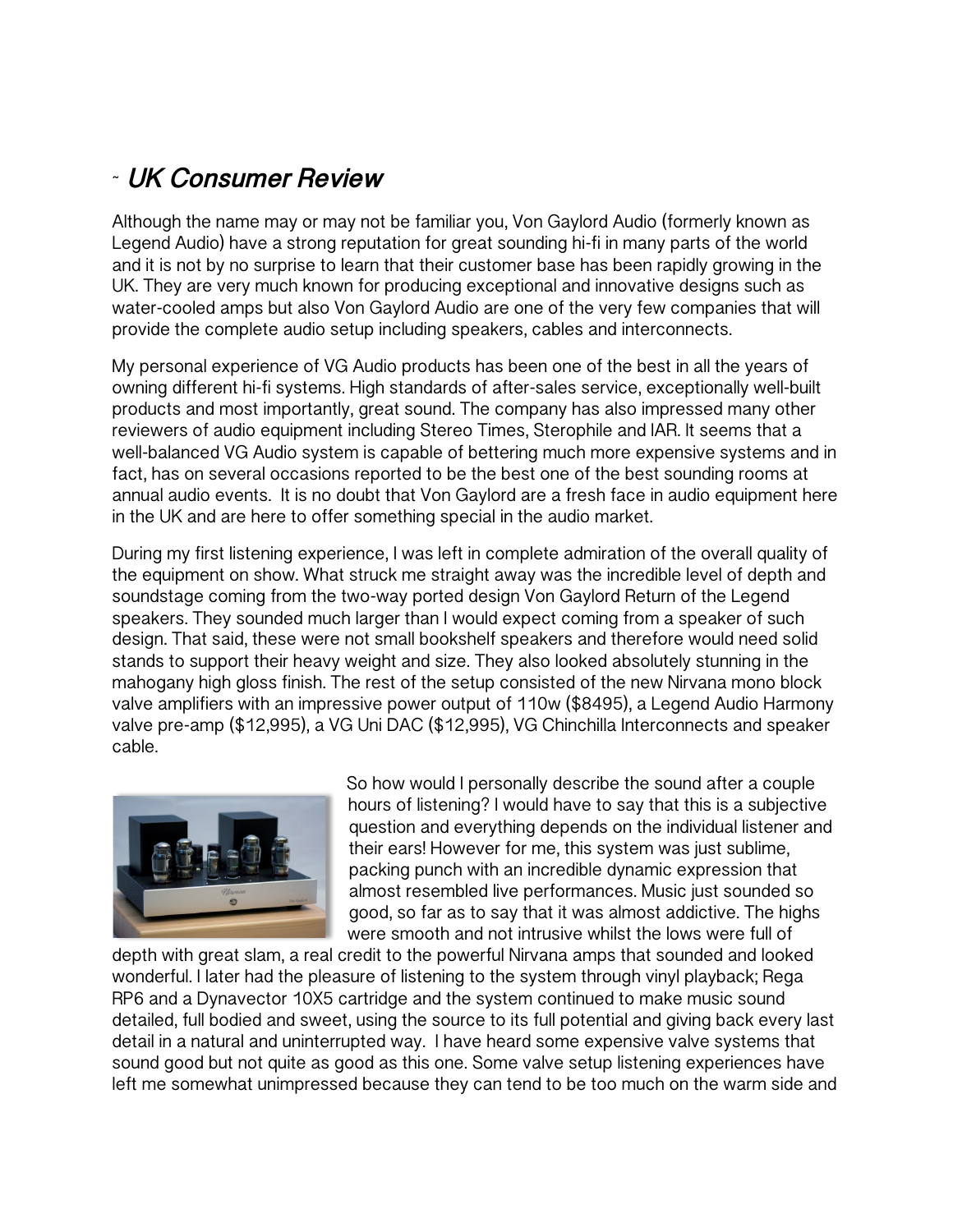## ~ *UK Consumer Review*

Although the name may or may not be familiar you, Von Gaylord Audio (formerly known as Legend Audio) have a strong reputation for great sounding hi-fi in many parts of the world and it is not by no surprise to learn that their customer base has been rapidly growing in the UK. They are very much known for producing exceptional and innovative designs such as water-cooled amps but also Von Gaylord Audio are one of the very few companies that will provide the complete audio setup including speakers, cables and interconnects.

My personal experience of VG Audio products has been one of the best in all the years of owning different hi-fi systems. High standards of after-sales service, exceptionally well-built products and most importantly, great sound. The company has also impressed many other reviewers of audio equipment including Stereo Times, Sterophile and IAR. It seems that a well-balanced VG Audio system is capable of bettering much more expensive systems and in fact, has on several occasions reported to be the best one of the best sounding rooms at annual audio events. It is no doubt that Von Gaylord are a fresh face in audio equipment here in the UK and are here to offer something special in the audio market.

During my first listening experience, I was left in complete admiration of the overall quality of the equipment on show. What struck me straight away was the incredible level of depth and soundstage coming from the two-way ported design Von Gaylord Return of the Legend speakers. They sounded much larger than I would expect coming from a speaker of such design. That said, these were not small bookshelf speakers and therefore would need solid stands to support their heavy weight and size. They also looked absolutely stunning in the mahogany high gloss finish. The rest of the setup consisted of the new Nirvana mono block valve amplifiers with an impressive power output of 110w ($8495), a Legend Audio Harmony valve pre-amp ($12,995), a VG Uni DAC ($12,995), VG Chinchilla Interconnects and speaker cable.

So how would I personally describe the sound after a couple hours of listening? I would have to say that this is a subjective question and everything depends on the individual listener and their ears! However for me, this system was just sublime, packing punch with an incredible dynamic expression that almost resembled live performances. Music just sounded so good, so far as to say that it was almost addictive. The highs were smooth and not intrusive whilst the lows were full of depth with great slam, a real credit to the powerful Nirvana amps that sounded and looked wonderful. I later had the pleasure of listening to the system through vinyl playback; Rega RP6 and a Dynavector 10X5 cartridge and the system continued to make music sound detailed, full bodied and sweet, using the source to its full potential and giving back every last detail in a natural and uninterrupted way. I have heard some expensive valve systems that sound good but not quite as good as this one. Some valve setup listening experiences have left me somewhat unimpressed because they can tend to be too much on the warm side and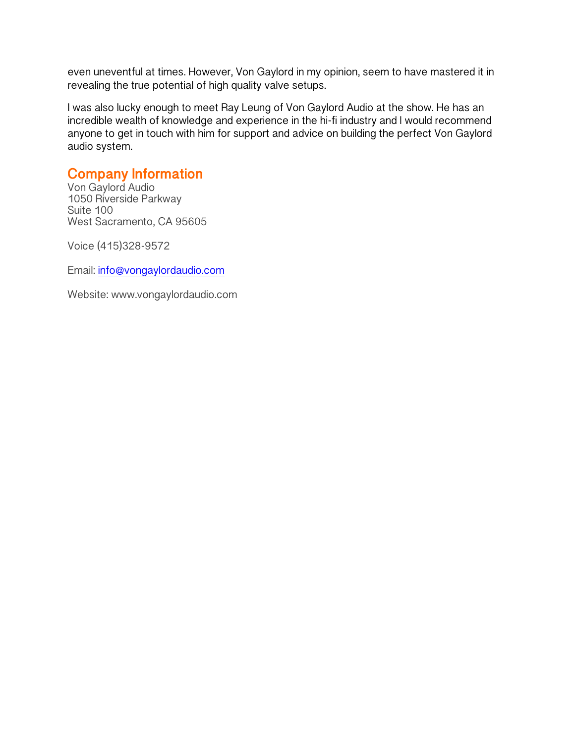even uneventful at times. However, Von Gaylord in my opinion, seem to have mastered it in revealing the true potential of high quality valve setups.

I was also lucky enough to meet Ray Leung of Von Gaylord Audio at the show. He has an incredible wealth of knowledge and experience in the hi-fi industry and I would recommend anyone to get in touch with him for support and advice on building the perfect Von Gaylord audio system.

## Company Information

Von Gaylord Audio
1050 Riverside Parkway
Suite 100
West Sacramento, CA 95605

Voice (415)328-9572

Email: info@vongaylordaudio.com

Website: www.vongaylordaudio.com